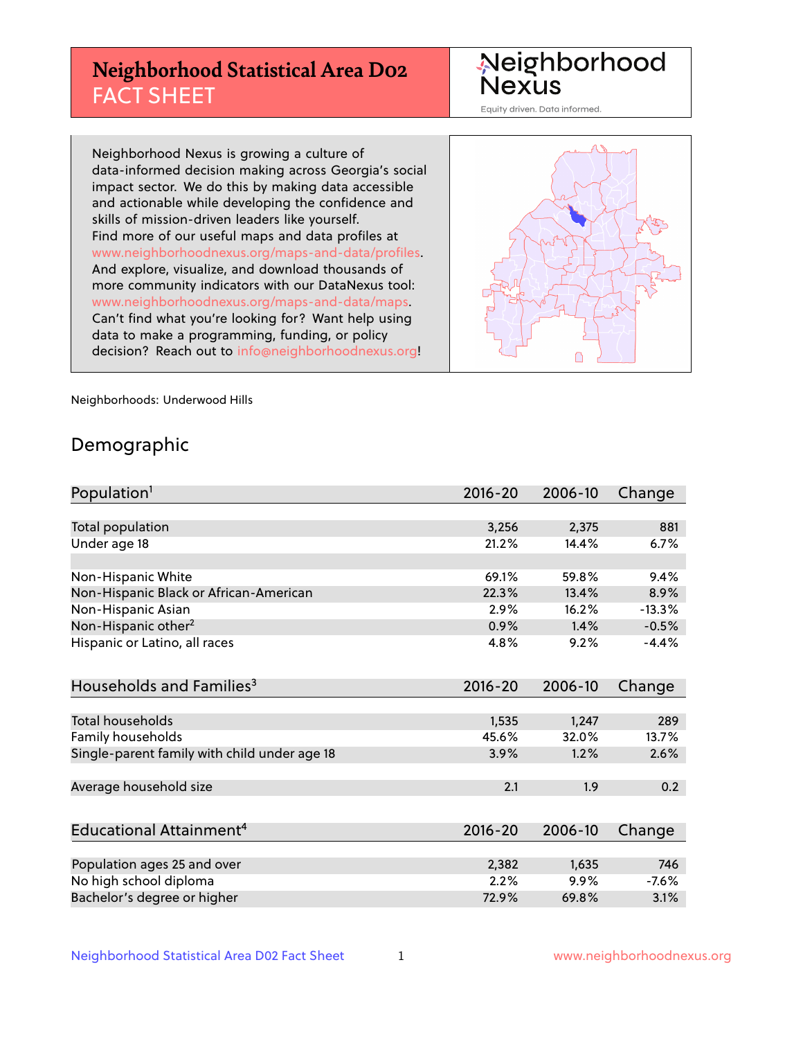# Neighborhood Statistical Area D02 FACT SHEET

**Neighborhood Nexus**
Equity driven. Data informed.

Neighborhood Nexus is growing a culture of data-informed decision making across Georgia's social impact sector. We do this by making data accessible and actionable while developing the confidence and skills of mission-driven leaders like yourself. Find more of our useful maps and data profiles at www.neighborhoodnexus.org/maps-and-data/profiles. And explore, visualize, and download thousands of more community indicators with our DataNexus tool: www.neighborhoodnexus.org/maps-and-data/maps. Can't find what you're looking for? Want help using data to make a programming, funding, or policy decision? Reach out to info@neighborhoodnexus.org!

Neighborhoods: Underwood Hills

## Demographic

| Population[1] | 2016-20 | 2006-10 | Change |
|---|---|---|---|
| Total population | 3,256 | 2,375 | 881 |
| Under age 18 | 21.2% | 14.4% | 6.7% |
| Non-Hispanic White | 69.1% | 59.8% | 9.4% |
| Non-Hispanic Black or African-American | 22.3% | 13.4% | 8.9% |
| Non-Hispanic Asian | 2.9% | 16.2% | -13.3% |
| Non-Hispanic other[2] | 0.9% | 1.4% | -0.5% |
| Hispanic or Latino, all races | 4.8% | 9.2% | -4.4% |

| Households and Families[3] | 2016-20 | 2006-10 | Change |
|---|---|---|---|
| Total households | 1,535 | 1,247 | 289 |
| Family households | 45.6% | 32.0% | 13.7% |
| Single-parent family with child under age 18 | 3.9% | 1.2% | 2.6% |
| Average household size | 2.1 | 1.9 | 0.2 |

| Educational Attainment[4] | 2016-20 | 2006-10 | Change |
|---|---|---|---|
| Population ages 25 and over | 2,382 | 1,635 | 746 |
| No high school diploma | 2.2% | 9.9% | -7.6% |
| Bachelor's degree or higher | 72.9% | 69.8% | 3.1% |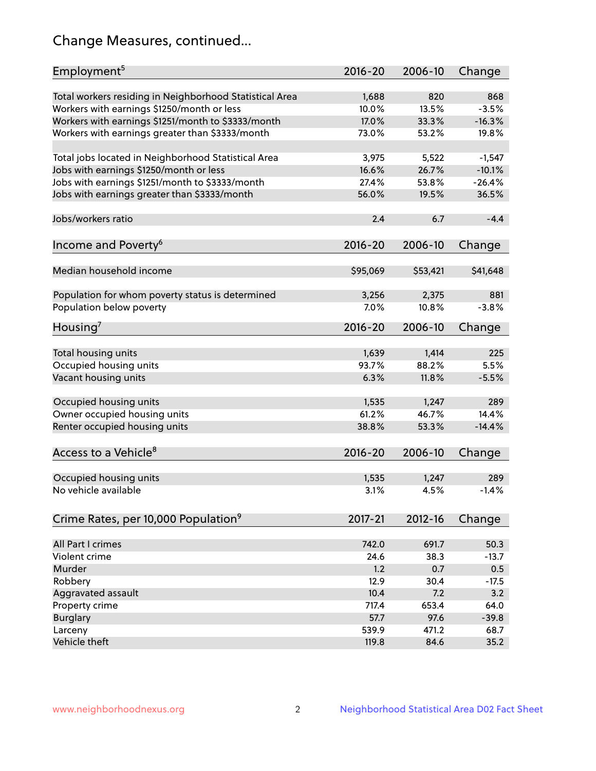## Change Measures, continued...

| Employment[5] | 2016-20 | 2006-10 | Change |
|---|---|---|---|
| Total workers residing in Neighborhood Statistical Area | 1,688 | 820 | 868 |
| Workers with earnings $1250/month or less | 10.0% | 13.5% | -3.5% |
| Workers with earnings $1251/month to $3333/month | 17.0% | 33.3% | -16.3% |
| Workers with earnings greater than $3333/month | 73.0% | 53.2% | 19.8% |
| | | | |
| Total jobs located in Neighborhood Statistical Area | 3,975 | 5,522 | -1,547 |
| Jobs with earnings $1250/month or less | 16.6% | 26.7% | -10.1% |
| Jobs with earnings $1251/month to $3333/month | 27.4% | 53.8% | -26.4% |
| Jobs with earnings greater than $3333/month | 56.0% | 19.5% | 36.5% |
| | | | |
| Jobs/workers ratio | 2.4 | 6.7 | -4.4 |

| Income and Poverty[6] | 2016-20 | 2006-10 | Change |
|---|---|---|---|
| Median household income | $95,069 | $53,421 | $41,648 |
| | | | |
| Population for whom poverty status is determined | 3,256 | 2,375 | 881 |
| Population below poverty | 7.0% | 10.8% | -3.8% |

| Housing[7] | 2016-20 | 2006-10 | Change |
|---|---|---|---|
| Total housing units | 1,639 | 1,414 | 225 |
| Occupied housing units | 93.7% | 88.2% | 5.5% |
| Vacant housing units | 6.3% | 11.8% | -5.5% |
| | | | |
| Occupied housing units | 1,535 | 1,247 | 289 |
| Owner occupied housing units | 61.2% | 46.7% | 14.4% |
| Renter occupied housing units | 38.8% | 53.3% | -14.4% |

| Access to a Vehicle[8] | 2016-20 | 2006-10 | Change |
|---|---|---|---|
| Occupied housing units | 1,535 | 1,247 | 289 |
| No vehicle available | 3.1% | 4.5% | -1.4% |

| Crime Rates, per 10,000 Population[9] | 2017-21 | 2012-16 | Change |
|---|---|---|---|
| All Part I crimes | 742.0 | 691.7 | 50.3 |
| Violent crime | 24.6 | 38.3 | -13.7 |
| Murder | 1.2 | 0.7 | 0.5 |
| Robbery | 12.9 | 30.4 | -17.5 |
| Aggravated assault | 10.4 | 7.2 | 3.2 |
| Property crime | 717.4 | 653.4 | 64.0 |
| Burglary | 57.7 | 97.6 | -39.8 |
| Larceny | 539.9 | 471.2 | 68.7 |
| Vehicle theft | 119.8 | 84.6 | 35.2 |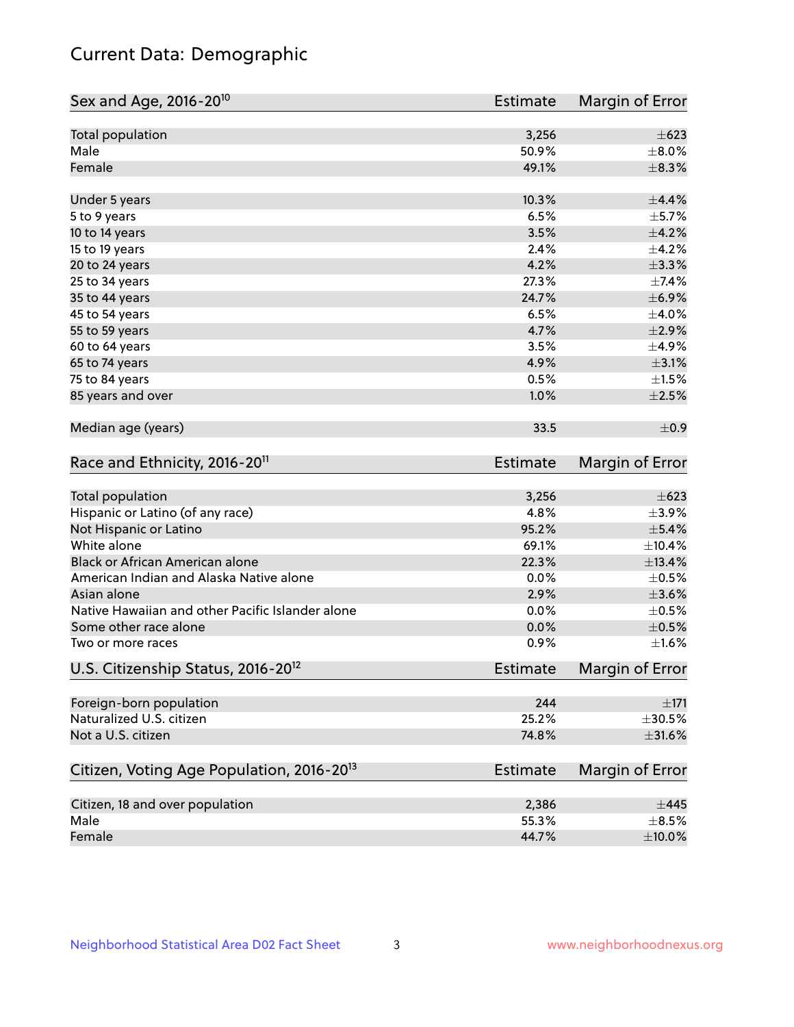# Current Data: Demographic

| Sex and Age, 2016-20[10] | Estimate | Margin of Error |
|---|---|---|
| Total population | 3,256 | ±623 |
| Male | 50.9% | ±8.0% |
| Female | 49.1% | ±8.3% |
| Under 5 years | 10.3% | ±4.4% |
| 5 to 9 years | 6.5% | ±5.7% |
| 10 to 14 years | 3.5% | ±4.2% |
| 15 to 19 years | 2.4% | ±4.2% |
| 20 to 24 years | 4.2% | ±3.3% |
| 25 to 34 years | 27.3% | ±7.4% |
| 35 to 44 years | 24.7% | ±6.9% |
| 45 to 54 years | 6.5% | ±4.0% |
| 55 to 59 years | 4.7% | ±2.9% |
| 60 to 64 years | 3.5% | ±4.9% |
| 65 to 74 years | 4.9% | ±3.1% |
| 75 to 84 years | 0.5% | ±1.5% |
| 85 years and over | 1.0% | ±2.5% |
| Median age (years) | 33.5 | ±0.9 |

| Race and Ethnicity, 2016-20[11] | Estimate | Margin of Error |
|---|---|---|
| Total population | 3,256 | ±623 |
| Hispanic or Latino (of any race) | 4.8% | ±3.9% |
| Not Hispanic or Latino | 95.2% | ±5.4% |
| White alone | 69.1% | ±10.4% |
| Black or African American alone | 22.3% | ±13.4% |
| American Indian and Alaska Native alone | 0.0% | ±0.5% |
| Asian alone | 2.9% | ±3.6% |
| Native Hawaiian and other Pacific Islander alone | 0.0% | ±0.5% |
| Some other race alone | 0.0% | ±0.5% |
| Two or more races | 0.9% | ±1.6% |

| U.S. Citizenship Status, 2016-20[12] | Estimate | Margin of Error |
|---|---|---|
| Foreign-born population | 244 | ±171 |
| Naturalized U.S. citizen | 25.2% | ±30.5% |
| Not a U.S. citizen | 74.8% | ±31.6% |

| Citizen, Voting Age Population, 2016-20[13] | Estimate | Margin of Error |
|---|---|---|
| Citizen, 18 and over population | 2,386 | ±445 |
| Male | 55.3% | ±8.5% |
| Female | 44.7% | ±10.0% |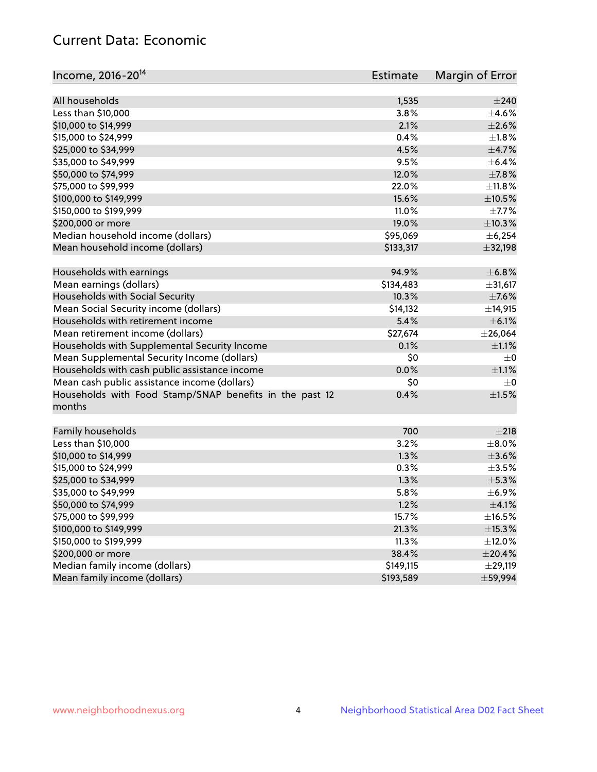# Current Data: Economic

| Income, 2016-20[14] | Estimate | Margin of Error |
|---|---|---|
| All households | 1,535 | ±240 |
| Less than $10,000 | 3.8% | ±4.6% |
| $10,000 to $14,999 | 2.1% | ±2.6% |
| $15,000 to $24,999 | 0.4% | ±1.8% |
| $25,000 to $34,999 | 4.5% | ±4.7% |
| $35,000 to $49,999 | 9.5% | ±6.4% |
| $50,000 to $74,999 | 12.0% | ±7.8% |
| $75,000 to $99,999 | 22.0% | ±11.8% |
| $100,000 to $149,999 | 15.6% | ±10.5% |
| $150,000 to $199,999 | 11.0% | ±7.7% |
| $200,000 or more | 19.0% | ±10.3% |
| Median household income (dollars) | $95,069 | ±6,254 |
| Mean household income (dollars) | $133,317 | ±32,198 |
| | | |
| Households with earnings | 94.9% | ±6.8% |
| Mean earnings (dollars) | $134,483 | ±31,617 |
| Households with Social Security | 10.3% | ±7.6% |
| Mean Social Security income (dollars) | $14,132 | ±14,915 |
| Households with retirement income | 5.4% | ±6.1% |
| Mean retirement income (dollars) | $27,674 | ±26,064 |
| Households with Supplemental Security Income | 0.1% | ±1.1% |
| Mean Supplemental Security Income (dollars) | $0 | ±0 |
| Households with cash public assistance income | 0.0% | ±1.1% |
| Mean cash public assistance income (dollars) | $0 | ±0 |
| Households with Food Stamp/SNAP benefits in the past 12 months | 0.4% | ±1.5% |
| | | |
| Family households | 700 | ±218 |
| Less than $10,000 | 3.2% | ±8.0% |
| $10,000 to $14,999 | 1.3% | ±3.6% |
| $15,000 to $24,999 | 0.3% | ±3.5% |
| $25,000 to $34,999 | 1.3% | ±5.3% |
| $35,000 to $49,999 | 5.8% | ±6.9% |
| $50,000 to $74,999 | 1.2% | ±4.1% |
| $75,000 to $99,999 | 15.7% | ±16.5% |
| $100,000 to $149,999 | 21.3% | ±15.3% |
| $150,000 to $199,999 | 11.3% | ±12.0% |
| $200,000 or more | 38.4% | ±20.4% |
| Median family income (dollars) | $149,115 | ±29,119 |
| Mean family income (dollars) | $193,589 | ±59,994 |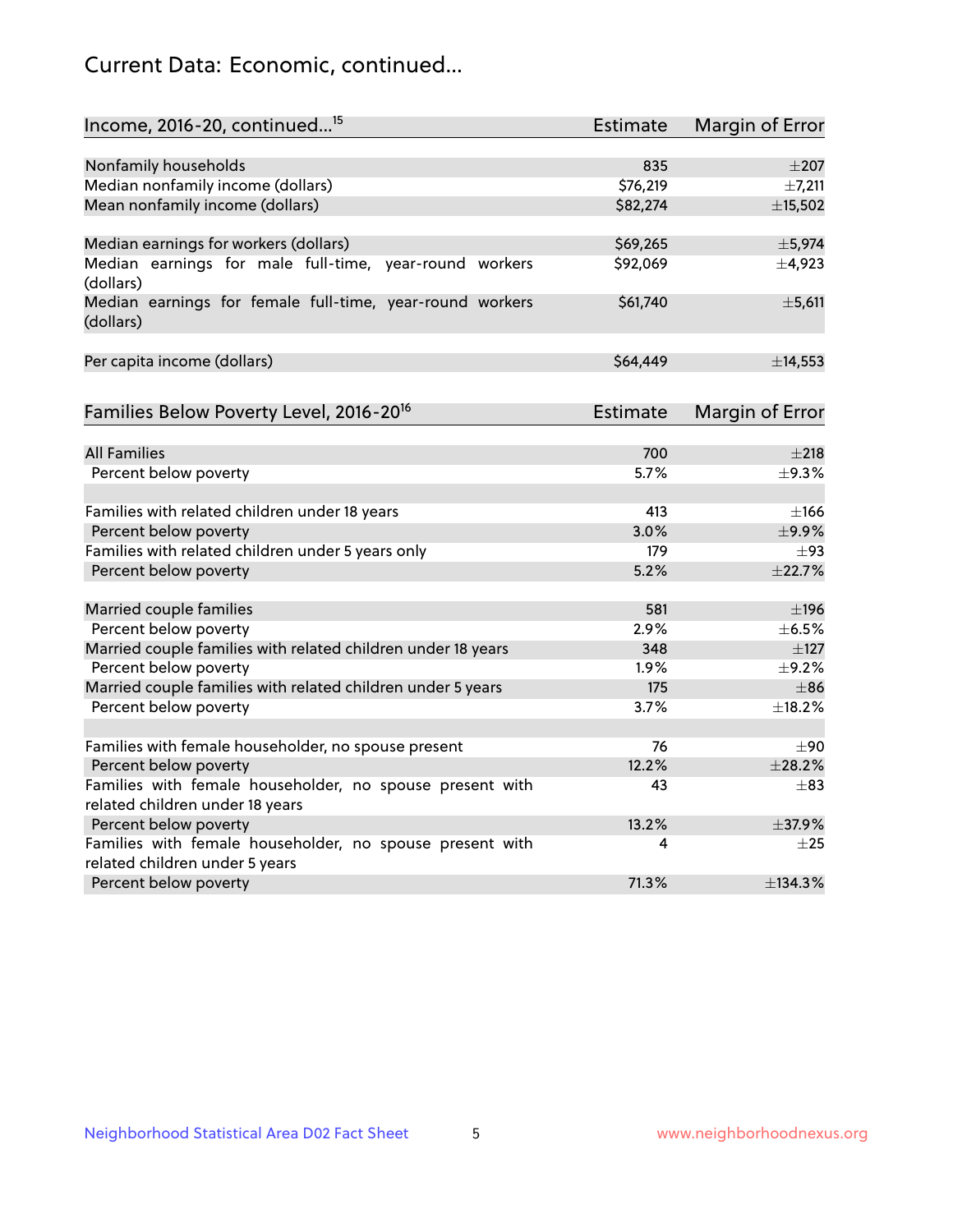## Current Data: Economic, continued...

| Income, 2016-20, continued...[15] | Estimate | Margin of Error |
|---|---|---|
| Nonfamily households | 835 | ±207 |
| Median nonfamily income (dollars) | $76,219 | ±7,211 |
| Mean nonfamily income (dollars) | $82,274 | ±15,502 |
| | | |
| Median earnings for workers (dollars) | $69,265 | ±5,974 |
| Median earnings for male full-time, year-round workers (dollars) | $92,069 | ±4,923 |
| Median earnings for female full-time, year-round workers (dollars) | $61,740 | ±5,611 |
| | | |
| Per capita income (dollars) | $64,449 | ±14,553 |

| Families Below Poverty Level, 2016-20[16] | Estimate | Margin of Error |
|---|---|---|
| All Families | 700 | ±218 |
| Percent below poverty | 5.7% | ±9.3% |
| | | |
| Families with related children under 18 years | 413 | ±166 |
| Percent below poverty | 3.0% | ±9.9% |
| Families with related children under 5 years only | 179 | ±93 |
| Percent below poverty | 5.2% | ±22.7% |
| | | |
| Married couple families | 581 | ±196 |
| Percent below poverty | 2.9% | ±6.5% |
| Married couple families with related children under 18 years | 348 | ±127 |
| Percent below poverty | 1.9% | ±9.2% |
| Married couple families with related children under 5 years | 175 | ±86 |
| Percent below poverty | 3.7% | ±18.2% |
| | | |
| Families with female householder, no spouse present | 76 | ±90 |
| Percent below poverty | 12.2% | ±28.2% |
| Families with female householder, no spouse present with related children under 18 years | 43 | ±83 |
| Percent below poverty | 13.2% | ±37.9% |
| Families with female householder, no spouse present with related children under 5 years | 4 | ±25 |
| Percent below poverty | 71.3% | ±134.3% |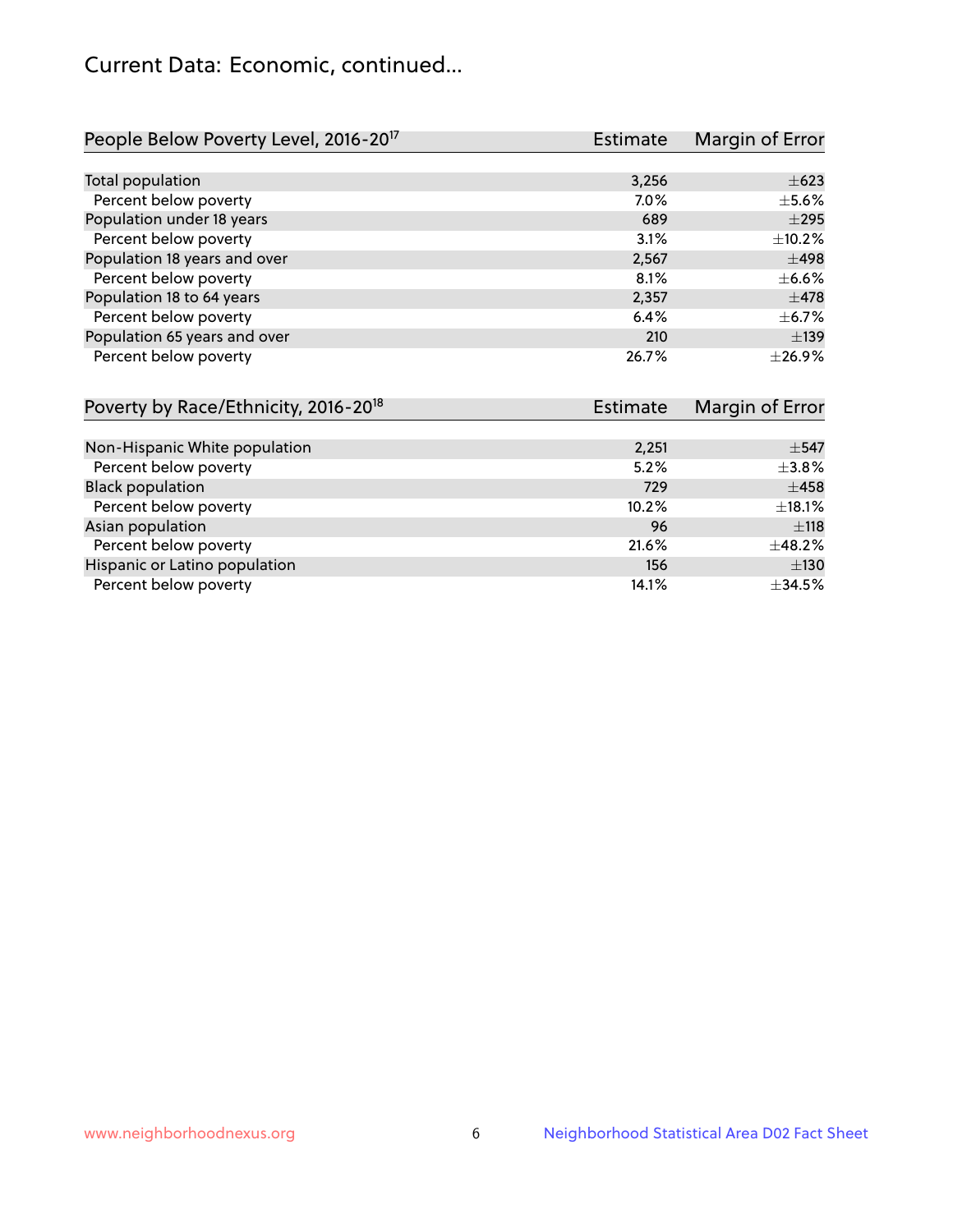# Current Data: Economic, continued...

| People Below Poverty Level, 2016-20[17] | Estimate | Margin of Error |
|---|---|---|
| Total population | 3,256 | ±623 |
| Percent below poverty | 7.0% | ±5.6% |
| Population under 18 years | 689 | ±295 |
| Percent below poverty | 3.1% | ±10.2% |
| Population 18 years and over | 2,567 | ±498 |
| Percent below poverty | 8.1% | ±6.6% |
| Population 18 to 64 years | 2,357 | ±478 |
| Percent below poverty | 6.4% | ±6.7% |
| Population 65 years and over | 210 | ±139 |
| Percent below poverty | 26.7% | ±26.9% |

| Poverty by Race/Ethnicity, 2016-20[18] | Estimate | Margin of Error |
|---|---|---|
| Non-Hispanic White population | 2,251 | ±547 |
| Percent below poverty | 5.2% | ±3.8% |
| Black population | 729 | ±458 |
| Percent below poverty | 10.2% | ±18.1% |
| Asian population | 96 | ±118 |
| Percent below poverty | 21.6% | ±48.2% |
| Hispanic or Latino population | 156 | ±130 |
| Percent below poverty | 14.1% | ±34.5% |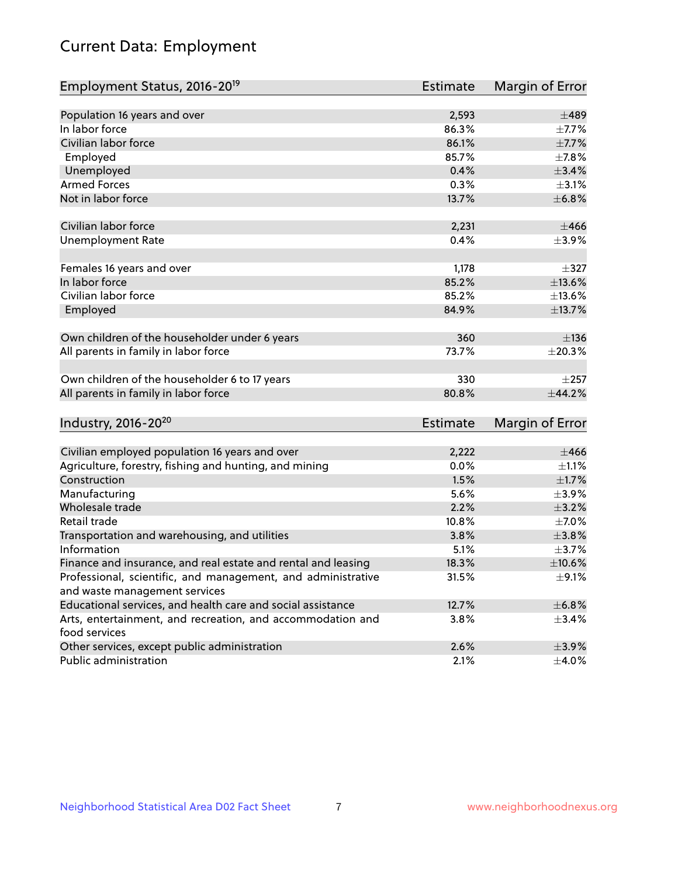# Current Data: Employment

| Employment Status, 2016-20[19] | Estimate | Margin of Error |
|---|---|---|
| Population 16 years and over | 2,593 | ±489 |
| In labor force | 86.3% | ±7.7% |
| Civilian labor force | 86.1% | ±7.7% |
| Employed | 85.7% | ±7.8% |
| Unemployed | 0.4% | ±3.4% |
| Armed Forces | 0.3% | ±3.1% |
| Not in labor force | 13.7% | ±6.8% |
| | | |
| Civilian labor force | 2,231 | ±466 |
| Unemployment Rate | 0.4% | ±3.9% |
| | | |
| Females 16 years and over | 1,178 | ±327 |
| In labor force | 85.2% | ±13.6% |
| Civilian labor force | 85.2% | ±13.6% |
| Employed | 84.9% | ±13.7% |
| | | |
| Own children of the householder under 6 years | 360 | ±136 |
| All parents in family in labor force | 73.7% | ±20.3% |
| | | |
| Own children of the householder 6 to 17 years | 330 | ±257 |
| All parents in family in labor force | 80.8% | ±44.2% |

| Industry, 2016-20[20] | Estimate | Margin of Error |
|---|---|---|
| Civilian employed population 16 years and over | 2,222 | ±466 |
| Agriculture, forestry, fishing and hunting, and mining | 0.0% | ±1.1% |
| Construction | 1.5% | ±1.7% |
| Manufacturing | 5.6% | ±3.9% |
| Wholesale trade | 2.2% | ±3.2% |
| Retail trade | 10.8% | ±7.0% |
| Transportation and warehousing, and utilities | 3.8% | ±3.8% |
| Information | 5.1% | ±3.7% |
| Finance and insurance, and real estate and rental and leasing | 18.3% | ±10.6% |
| Professional, scientific, and management, and administrative and waste management services | 31.5% | ±9.1% |
| Educational services, and health care and social assistance | 12.7% | ±6.8% |
| Arts, entertainment, and recreation, and accommodation and food services | 3.8% | ±3.4% |
| Other services, except public administration | 2.6% | ±3.9% |
| Public administration | 2.1% | ±4.0% |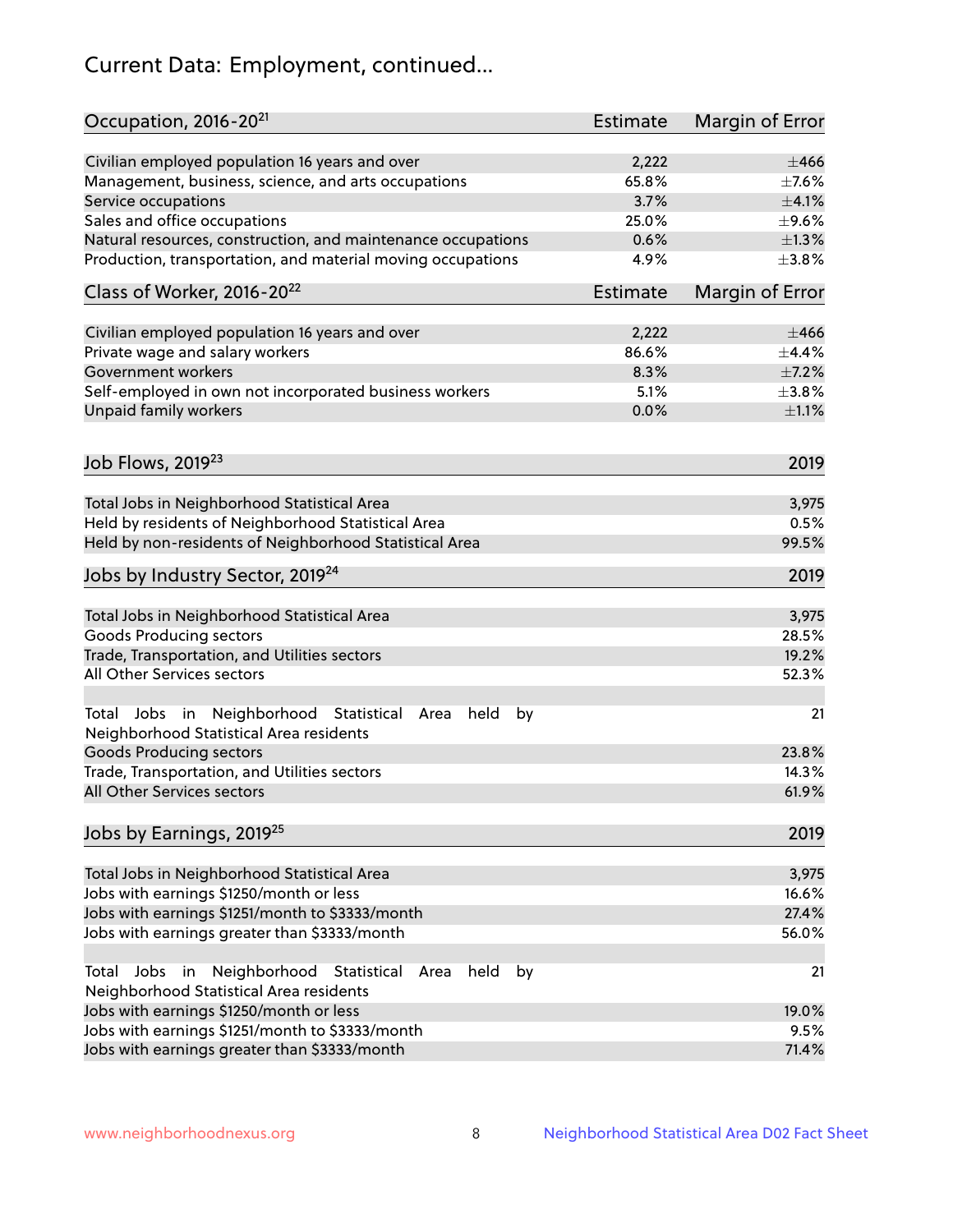# Current Data: Employment, continued...

| Occupation, 2016-20[21] | Estimate | Margin of Error |
|---|---|---|
| Civilian employed population 16 years and over | 2,222 | ±466 |
| Management, business, science, and arts occupations | 65.8% | ±7.6% |
| Service occupations | 3.7% | ±4.1% |
| Sales and office occupations | 25.0% | ±9.6% |
| Natural resources, construction, and maintenance occupations | 0.6% | ±1.3% |
| Production, transportation, and material moving occupations | 4.9% | ±3.8% |

| Class of Worker, 2016-20[22] | Estimate | Margin of Error |
|---|---|---|
| Civilian employed population 16 years and over | 2,222 | ±466 |
| Private wage and salary workers | 86.6% | ±4.4% |
| Government workers | 8.3% | ±7.2% |
| Self-employed in own not incorporated business workers | 5.1% | ±3.8% |
| Unpaid family workers | 0.0% | ±1.1% |

| Job Flows, 2019[23] | 2019 |
|---|---|
| Total Jobs in Neighborhood Statistical Area | 3,975 |
| Held by residents of Neighborhood Statistical Area | 0.5% |
| Held by non-residents of Neighborhood Statistical Area | 99.5% |

| Jobs by Industry Sector, 2019[24] | 2019 |
|---|---|
| Total Jobs in Neighborhood Statistical Area | 3,975 |
| Goods Producing sectors | 28.5% |
| Trade, Transportation, and Utilities sectors | 19.2% |
| All Other Services sectors | 52.3% |
| | |
| Total Jobs in Neighborhood Statistical Area held by Neighborhood Statistical Area residents | 21 |
| Goods Producing sectors | 23.8% |
| Trade, Transportation, and Utilities sectors | 14.3% |
| All Other Services sectors | 61.9% |

| Jobs by Earnings, 2019[25] | 2019 |
|---|---|
| Total Jobs in Neighborhood Statistical Area | 3,975 |
| Jobs with earnings $1250/month or less | 16.6% |
| Jobs with earnings $1251/month to $3333/month | 27.4% |
| Jobs with earnings greater than $3333/month | 56.0% |
| | |
| Total Jobs in Neighborhood Statistical Area held by Neighborhood Statistical Area residents | 21 |
| Jobs with earnings $1250/month or less | 19.0% |
| Jobs with earnings $1251/month to $3333/month | 9.5% |
| Jobs with earnings greater than $3333/month | 71.4% |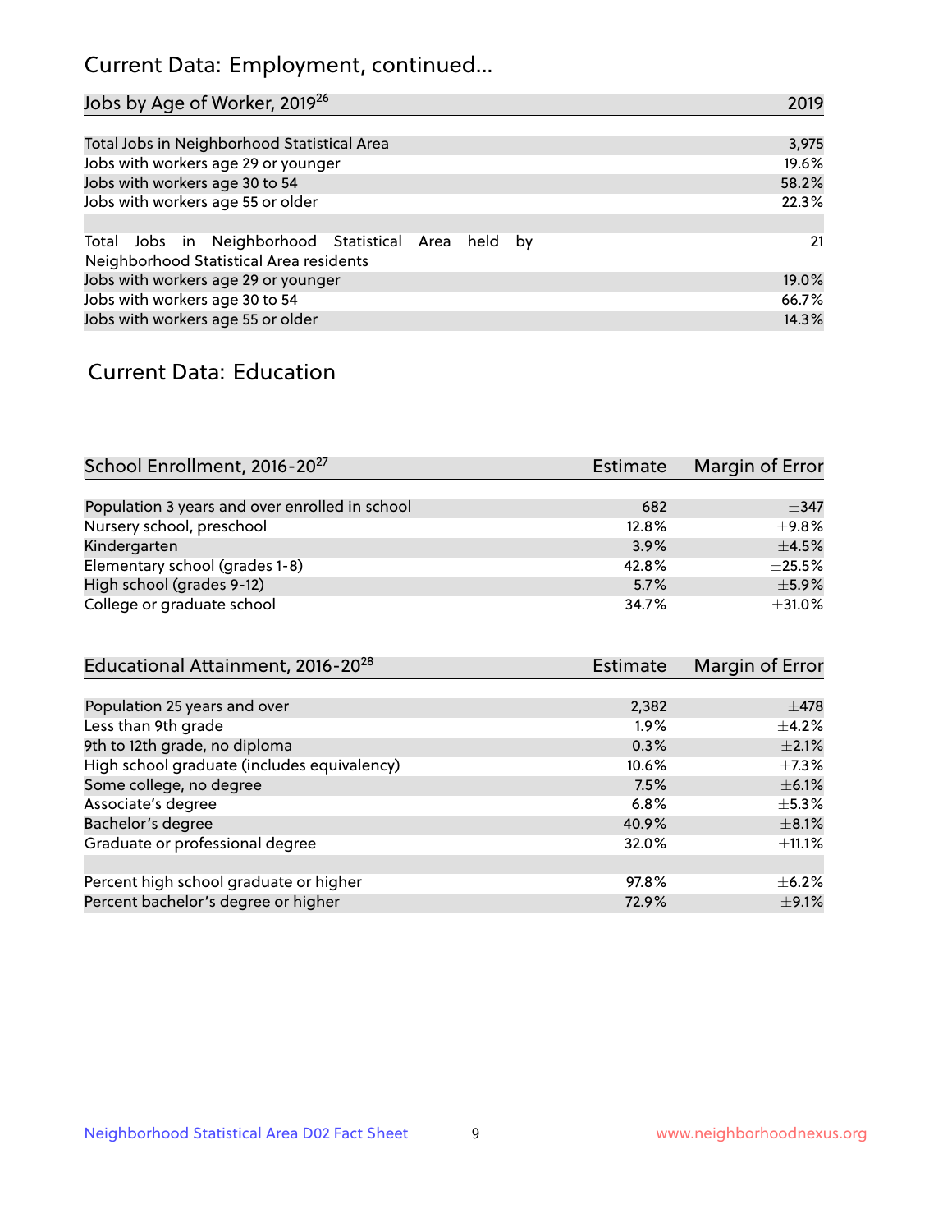# Current Data: Employment, continued...

| Jobs by Age of Worker, 2019[26] | 2019 |
|---|---|
| Total Jobs in Neighborhood Statistical Area | 3,975 |
| Jobs with workers age 29 or younger | 19.6% |
| Jobs with workers age 30 to 54 | 58.2% |
| Jobs with workers age 55 or older | 22.3% |
| | |
| Total Jobs in Neighborhood Statistical Area held by Neighborhood Statistical Area residents | 21 |
| Jobs with workers age 29 or younger | 19.0% |
| Jobs with workers age 30 to 54 | 66.7% |
| Jobs with workers age 55 or older | 14.3% |

## Current Data: Education

| School Enrollment, 2016-20[27] | Estimate | Margin of Error |
|---|---|---|
| Population 3 years and over enrolled in school | 682 | ±347 |
| Nursery school, preschool | 12.8% | ±9.8% |
| Kindergarten | 3.9% | ±4.5% |
| Elementary school (grades 1-8) | 42.8% | ±25.5% |
| High school (grades 9-12) | 5.7% | ±5.9% |
| College or graduate school | 34.7% | ±31.0% |

| Educational Attainment, 2016-20[28] | Estimate | Margin of Error |
|---|---|---|
| Population 25 years and over | 2,382 | ±478 |
| Less than 9th grade | 1.9% | ±4.2% |
| 9th to 12th grade, no diploma | 0.3% | ±2.1% |
| High school graduate (includes equivalency) | 10.6% | ±7.3% |
| Some college, no degree | 7.5% | ±6.1% |
| Associate's degree | 6.8% | ±5.3% |
| Bachelor's degree | 40.9% | ±8.1% |
| Graduate or professional degree | 32.0% | ±11.1% |
| | | |
| Percent high school graduate or higher | 97.8% | ±6.2% |
| Percent bachelor's degree or higher | 72.9% | ±9.1% |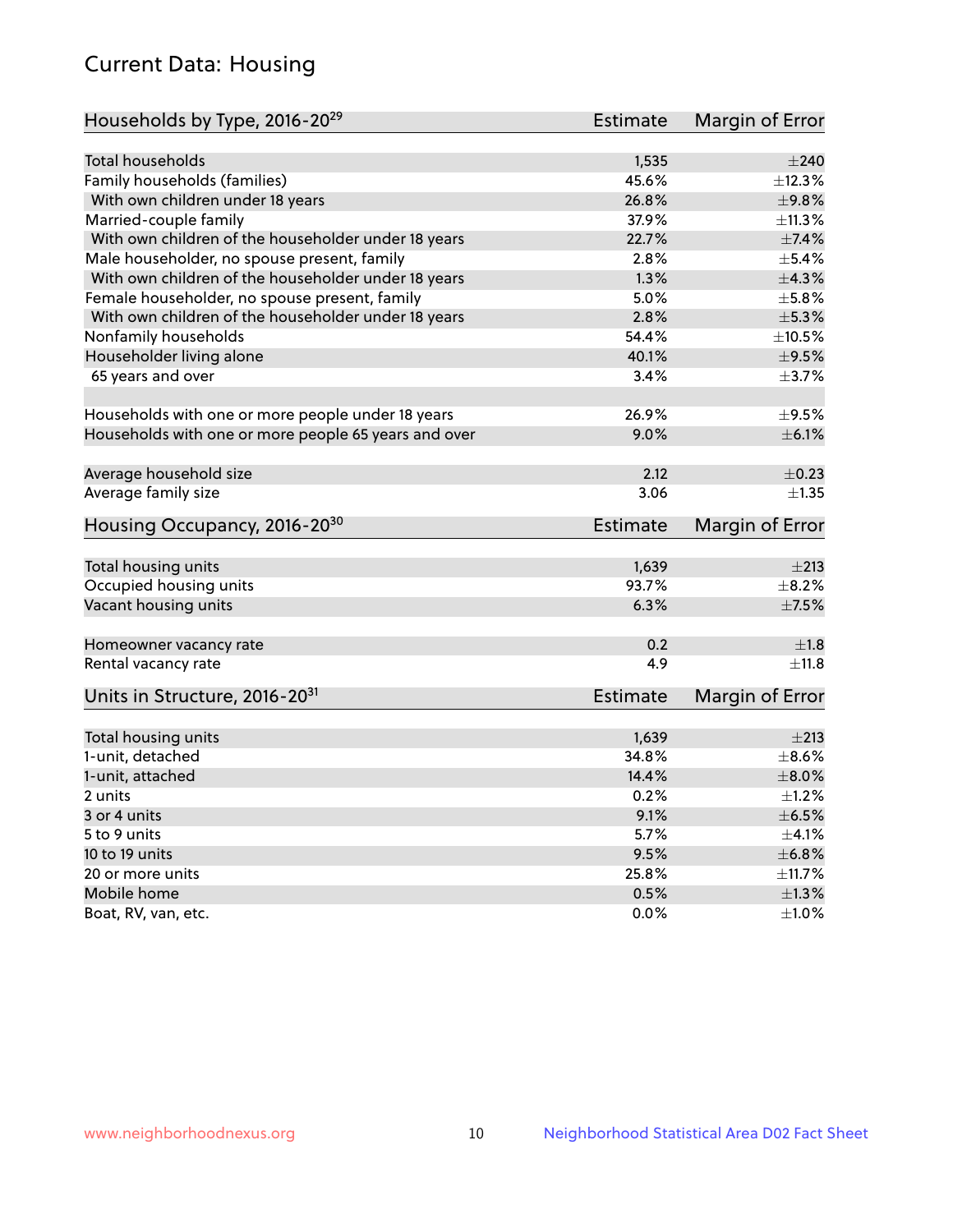# Current Data: Housing

| Households by Type, 2016-20[29] | Estimate | Margin of Error |
|---|---|---|
| Total households | 1,535 | ±240 |
| Family households (families) | 45.6% | ±12.3% |
| With own children under 18 years | 26.8% | ±9.8% |
| Married-couple family | 37.9% | ±11.3% |
| With own children of the householder under 18 years | 22.7% | ±7.4% |
| Male householder, no spouse present, family | 2.8% | ±5.4% |
| With own children of the householder under 18 years | 1.3% | ±4.3% |
| Female householder, no spouse present, family | 5.0% | ±5.8% |
| With own children of the householder under 18 years | 2.8% | ±5.3% |
| Nonfamily households | 54.4% | ±10.5% |
| Householder living alone | 40.1% | ±9.5% |
| 65 years and over | 3.4% | ±3.7% |
| Households with one or more people under 18 years | 26.9% | ±9.5% |
| Households with one or more people 65 years and over | 9.0% | ±6.1% |
| Average household size | 2.12 | ±0.23 |
| Average family size | 3.06 | ±1.35 |

| Housing Occupancy, 2016-20[30] | Estimate | Margin of Error |
|---|---|---|
| Total housing units | 1,639 | ±213 |
| Occupied housing units | 93.7% | ±8.2% |
| Vacant housing units | 6.3% | ±7.5% |
| Homeowner vacancy rate | 0.2 | ±1.8 |
| Rental vacancy rate | 4.9 | ±11.8 |

| Units in Structure, 2016-20[31] | Estimate | Margin of Error |
|---|---|---|
| Total housing units | 1,639 | ±213 |
| 1-unit, detached | 34.8% | ±8.6% |
| 1-unit, attached | 14.4% | ±8.0% |
| 2 units | 0.2% | ±1.2% |
| 3 or 4 units | 9.1% | ±6.5% |
| 5 to 9 units | 5.7% | ±4.1% |
| 10 to 19 units | 9.5% | ±6.8% |
| 20 or more units | 25.8% | ±11.7% |
| Mobile home | 0.5% | ±1.3% |
| Boat, RV, van, etc. | 0.0% | ±1.0% |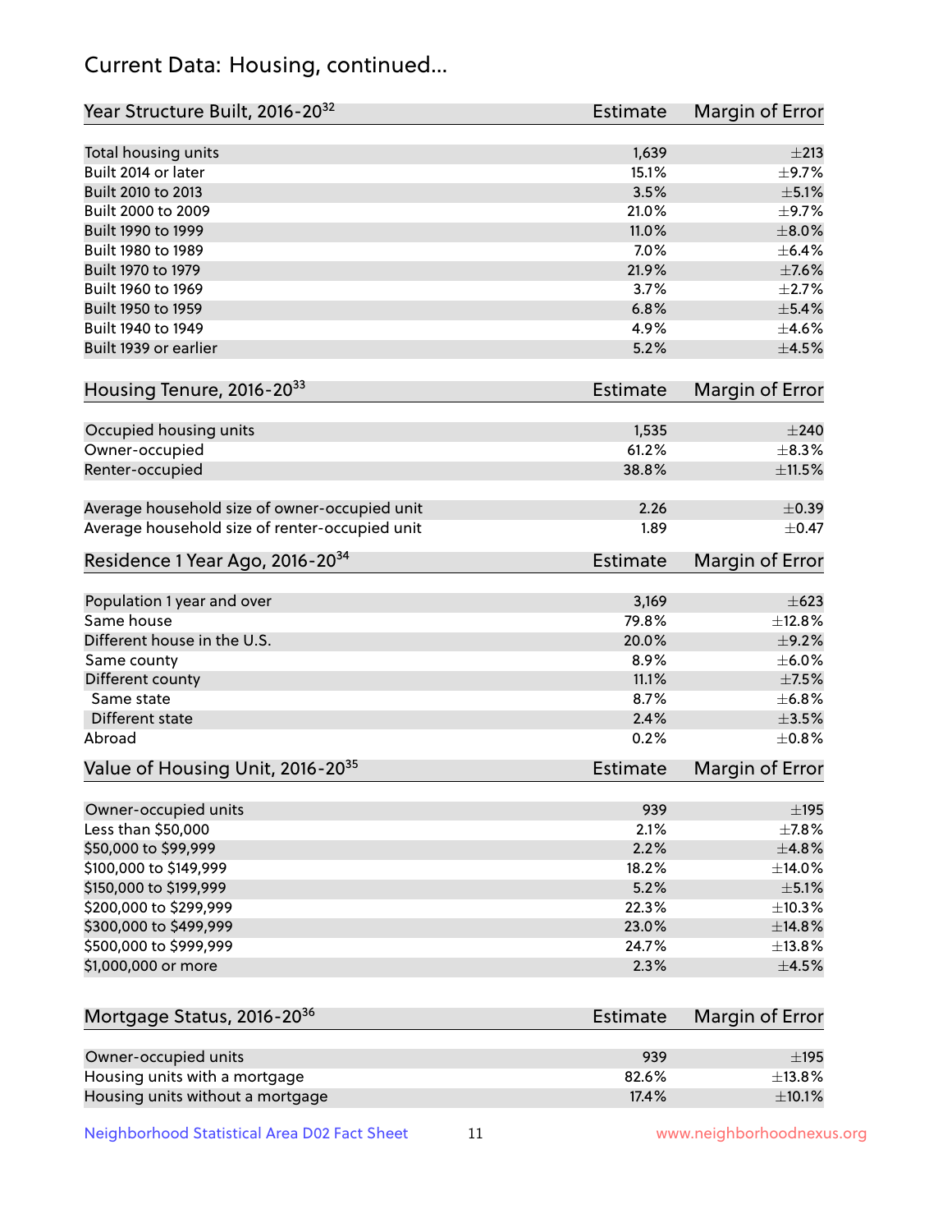# Current Data: Housing, continued...

| Year Structure Built, 2016-20[32] | Estimate | Margin of Error |
|---|---|---|
| Total housing units | 1,639 | ±213 |
| Built 2014 or later | 15.1% | ±9.7% |
| Built 2010 to 2013 | 3.5% | ±5.1% |
| Built 2000 to 2009 | 21.0% | ±9.7% |
| Built 1990 to 1999 | 11.0% | ±8.0% |
| Built 1980 to 1989 | 7.0% | ±6.4% |
| Built 1970 to 1979 | 21.9% | ±7.6% |
| Built 1960 to 1969 | 3.7% | ±2.7% |
| Built 1950 to 1959 | 6.8% | ±5.4% |
| Built 1940 to 1949 | 4.9% | ±4.6% |
| Built 1939 or earlier | 5.2% | ±4.5% |

| Housing Tenure, 2016-20[33] | Estimate | Margin of Error |
|---|---|---|
| Occupied housing units | 1,535 | ±240 |
| Owner-occupied | 61.2% | ±8.3% |
| Renter-occupied | 38.8% | ±11.5% |
| | | |
| Average household size of owner-occupied unit | 2.26 | ±0.39 |
| Average household size of renter-occupied unit | 1.89 | ±0.47 |

| Residence 1 Year Ago, 2016-20[34] | Estimate | Margin of Error |
|---|---|---|
| Population 1 year and over | 3,169 | ±623 |
| Same house | 79.8% | ±12.8% |
| Different house in the U.S. | 20.0% | ±9.2% |
| Same county | 8.9% | ±6.0% |
| Different county | 11.1% | ±7.5% |
| Same state | 8.7% | ±6.8% |
| Different state | 2.4% | ±3.5% |
| Abroad | 0.2% | ±0.8% |

| Value of Housing Unit, 2016-20[35] | Estimate | Margin of Error |
|---|---|---|
| Owner-occupied units | 939 | ±195 |
| Less than $50,000 | 2.1% | ±7.8% |
| $50,000 to $99,999 | 2.2% | ±4.8% |
| $100,000 to $149,999 | 18.2% | ±14.0% |
| $150,000 to $199,999 | 5.2% | ±5.1% |
| $200,000 to $299,999 | 22.3% | ±10.3% |
| $300,000 to $499,999 | 23.0% | ±14.8% |
| $500,000 to $999,999 | 24.7% | ±13.8% |
| $1,000,000 or more | 2.3% | ±4.5% |

| Mortgage Status, 2016-20[36] | Estimate | Margin of Error |
|---|---|---|
| Owner-occupied units | 939 | ±195 |
| Housing units with a mortgage | 82.6% | ±13.8% |
| Housing units without a mortgage | 17.4% | ±10.1% |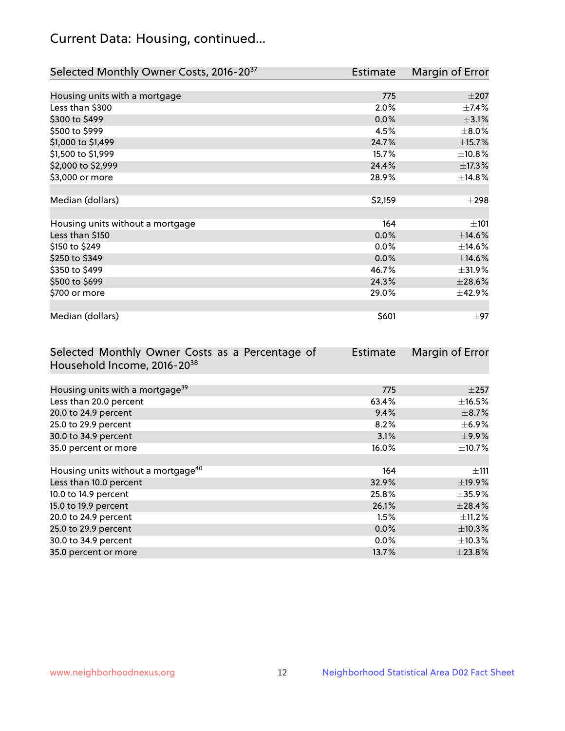## Current Data: Housing, continued...

| Selected Monthly Owner Costs, 2016-20[37] | Estimate | Margin of Error |
|---|---|---|
| Housing units with a mortgage | 775 | ±207 |
| Less than $300 | 2.0% | ±7.4% |
| $300 to $499 | 0.0% | ±3.1% |
| $500 to $999 | 4.5% | ±8.0% |
| $1,000 to $1,499 | 24.7% | ±15.7% |
| $1,500 to $1,999 | 15.7% | ±10.8% |
| $2,000 to $2,999 | 24.4% | ±17.3% |
| $3,000 or more | 28.9% | ±14.8% |
| | | |
| Median (dollars) | $2,159 | ±298 |
| | | |
| Housing units without a mortgage | 164 | ±101 |
| Less than $150 | 0.0% | ±14.6% |
| $150 to $249 | 0.0% | ±14.6% |
| $250 to $349 | 0.0% | ±14.6% |
| $350 to $499 | 46.7% | ±31.9% |
| $500 to $699 | 24.3% | ±28.6% |
| $700 or more | 29.0% | ±42.9% |
| | | |
| Median (dollars) | $601 | ±97 |

| Selected Monthly Owner Costs as a Percentage of Household Income, 2016-20[38] | Estimate | Margin of Error |
|---|---|---|
| Housing units with a mortgage[39] | 775 | ±257 |
| Less than 20.0 percent | 63.4% | ±16.5% |
| 20.0 to 24.9 percent | 9.4% | ±8.7% |
| 25.0 to 29.9 percent | 8.2% | ±6.9% |
| 30.0 to 34.9 percent | 3.1% | ±9.9% |
| 35.0 percent or more | 16.0% | ±10.7% |
| | | |
| Housing units without a mortgage[40] | 164 | ±111 |
| Less than 10.0 percent | 32.9% | ±19.9% |
| 10.0 to 14.9 percent | 25.8% | ±35.9% |
| 15.0 to 19.9 percent | 26.1% | ±28.4% |
| 20.0 to 24.9 percent | 1.5% | ±11.2% |
| 25.0 to 29.9 percent | 0.0% | ±10.3% |
| 30.0 to 34.9 percent | 0.0% | ±10.3% |
| 35.0 percent or more | 13.7% | ±23.8% |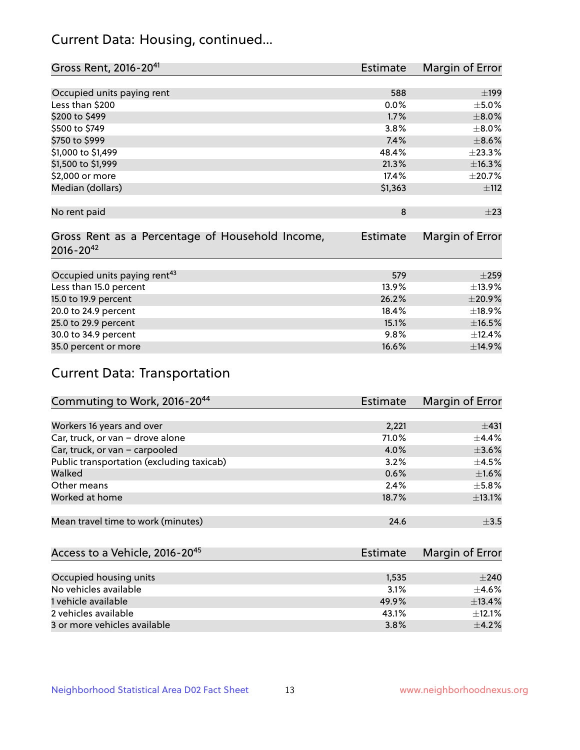## Current Data: Housing, continued...

| Gross Rent, 2016-20[41] | Estimate | Margin of Error |
|---|---|---|
| Occupied units paying rent | 588 | ±199 |
| Less than $200 | 0.0% | ±5.0% |
| $200 to $499 | 1.7% | ±8.0% |
| $500 to $749 | 3.8% | ±8.0% |
| $750 to $999 | 7.4% | ±8.6% |
| $1,000 to $1,499 | 48.4% | ±23.3% |
| $1,500 to $1,999 | 21.3% | ±16.3% |
| $2,000 or more | 17.4% | ±20.7% |
| Median (dollars) | $1,363 | ±112 |
| | | |
| No rent paid | 8 | ±23 |

| Gross Rent as a Percentage of Household Income, 2016-20[42] | Estimate | Margin of Error |
|---|---|---|
| Occupied units paying rent[43] | 579 | ±259 |
| Less than 15.0 percent | 13.9% | ±13.9% |
| 15.0 to 19.9 percent | 26.2% | ±20.9% |
| 20.0 to 24.9 percent | 18.4% | ±18.9% |
| 25.0 to 29.9 percent | 15.1% | ±16.5% |
| 30.0 to 34.9 percent | 9.8% | ±12.4% |
| 35.0 percent or more | 16.6% | ±14.9% |

## Current Data: Transportation

| Commuting to Work, 2016-20[44] | Estimate | Margin of Error |
|---|---|---|
| Workers 16 years and over | 2,221 | ±431 |
| Car, truck, or van – drove alone | 71.0% | ±4.4% |
| Car, truck, or van – carpooled | 4.0% | ±3.6% |
| Public transportation (excluding taxicab) | 3.2% | ±4.5% |
| Walked | 0.6% | ±1.6% |
| Other means | 2.4% | ±5.8% |
| Worked at home | 18.7% | ±13.1% |
| | | |
| Mean travel time to work (minutes) | 24.6 | ±3.5 |

| Access to a Vehicle, 2016-20[45] | Estimate | Margin of Error |
|---|---|---|
| Occupied housing units | 1,535 | ±240 |
| No vehicles available | 3.1% | ±4.6% |
| 1 vehicle available | 49.9% | ±13.4% |
| 2 vehicles available | 43.1% | ±12.1% |
| 3 or more vehicles available | 3.8% | ±4.2% |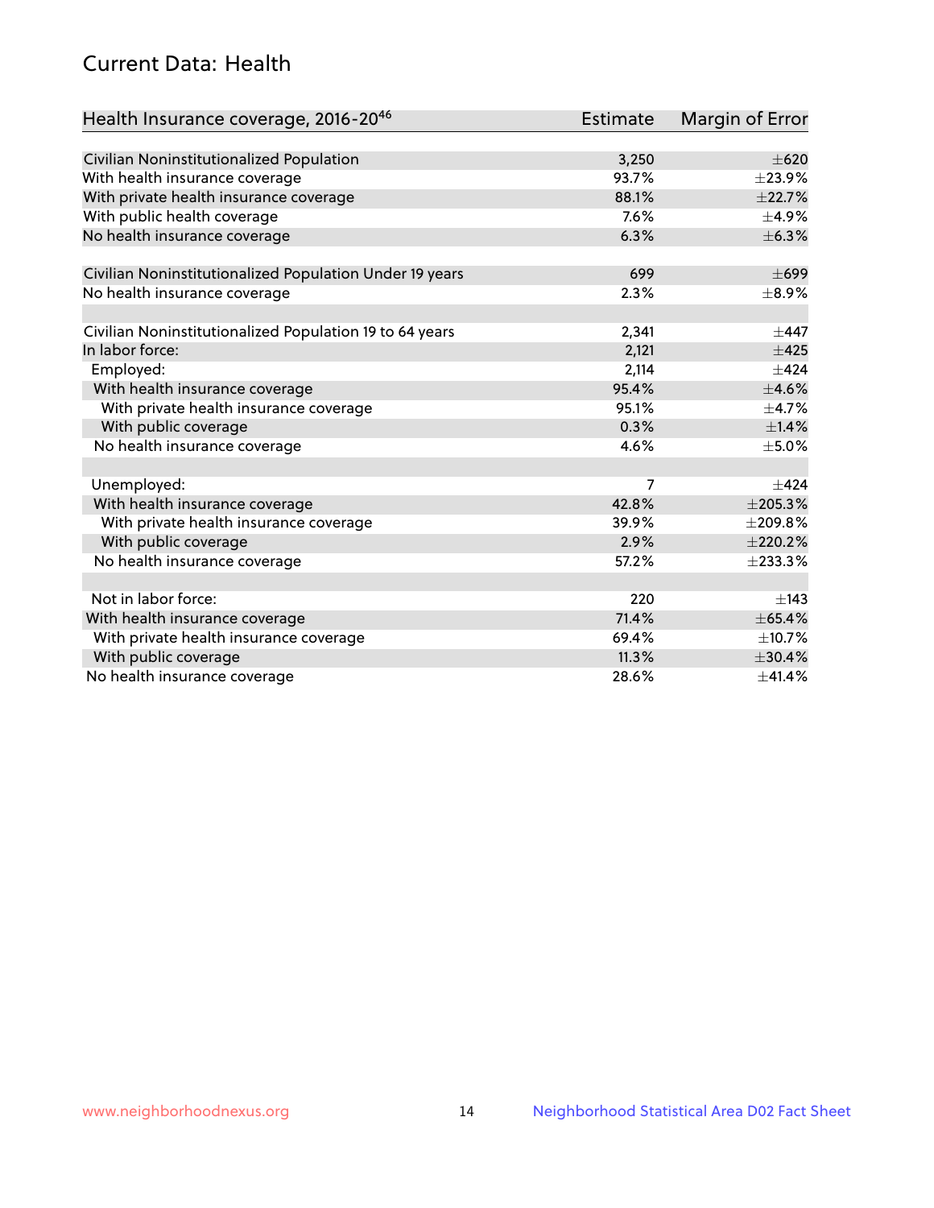# Current Data: Health

| Health Insurance coverage, 2016-20[46] | Estimate | Margin of Error |
|---|---|---|
| Civilian Noninstitutionalized Population | 3,250 | ±620 |
| With health insurance coverage | 93.7% | ±23.9% |
| With private health insurance coverage | 88.1% | ±22.7% |
| With public health coverage | 7.6% | ±4.9% |
| No health insurance coverage | 6.3% | ±6.3% |
| | | |
| Civilian Noninstitutionalized Population Under 19 years | 699 | ±699 |
| No health insurance coverage | 2.3% | ±8.9% |
| | | |
| Civilian Noninstitutionalized Population 19 to 64 years | 2,341 | ±447 |
| In labor force: | 2,121 | ±425 |
| Employed: | 2,114 | ±424 |
| With health insurance coverage | 95.4% | ±4.6% |
| With private health insurance coverage | 95.1% | ±4.7% |
| With public coverage | 0.3% | ±1.4% |
| No health insurance coverage | 4.6% | ±5.0% |
| | | |
| Unemployed: | 7 | ±424 |
| With health insurance coverage | 42.8% | ±205.3% |
| With private health insurance coverage | 39.9% | ±209.8% |
| With public coverage | 2.9% | ±220.2% |
| No health insurance coverage | 57.2% | ±233.3% |
| | | |
| Not in labor force: | 220 | ±143 |
| With health insurance coverage | 71.4% | ±65.4% |
| With private health insurance coverage | 69.4% | ±10.7% |
| With public coverage | 11.3% | ±30.4% |
| No health insurance coverage | 28.6% | ±41.4% |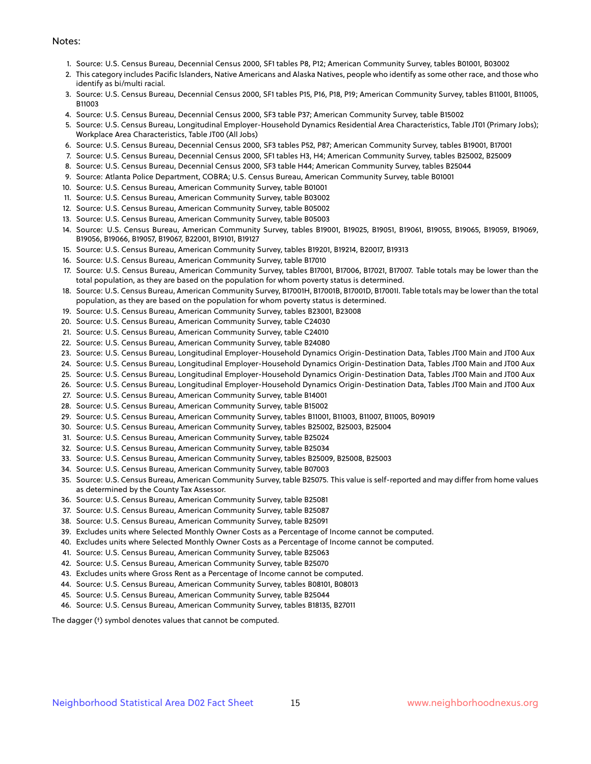Notes:

1. Source: U.S. Census Bureau, Decennial Census 2000, SF1 tables P8, P12; American Community Survey, tables B01001, B03002
2. This category includes Pacific Islanders, Native Americans and Alaska Natives, people who identify as some other race, and those who identify as bi/multi racial.
3. Source: U.S. Census Bureau, Decennial Census 2000, SF1 tables P15, P16, P18, P19; American Community Survey, tables B11001, B11005, B11003
4. Source: U.S. Census Bureau, Decennial Census 2000, SF3 table P37; American Community Survey, table B15002
5. Source: U.S. Census Bureau, Longitudinal Employer-Household Dynamics Residential Area Characteristics, Table JT01 (Primary Jobs); Workplace Area Characteristics, Table JT00 (All Jobs)
6. Source: U.S. Census Bureau, Decennial Census 2000, SF3 tables P52, P87; American Community Survey, tables B19001, B17001
7. Source: U.S. Census Bureau, Decennial Census 2000, SF1 tables H3, H4; American Community Survey, tables B25002, B25009
8. Source: U.S. Census Bureau, Decennial Census 2000, SF3 table H44; American Community Survey, tables B25044
9. Source: Atlanta Police Department, COBRA; U.S. Census Bureau, American Community Survey, table B01001
10. Source: U.S. Census Bureau, American Community Survey, table B01001
11. Source: U.S. Census Bureau, American Community Survey, table B03002
12. Source: U.S. Census Bureau, American Community Survey, table B05002
13. Source: U.S. Census Bureau, American Community Survey, table B05003
14. Source: U.S. Census Bureau, American Community Survey, tables B19001, B19025, B19051, B19061, B19055, B19065, B19059, B19069, B19056, B19066, B19057, B19067, B22001, B19101, B19127
15. Source: U.S. Census Bureau, American Community Survey, tables B19201, B19214, B20017, B19313
16. Source: U.S. Census Bureau, American Community Survey, table B17010
17. Source: U.S. Census Bureau, American Community Survey, tables B17001, B17006, B17021, B17007. Table totals may be lower than the total population, as they are based on the population for whom poverty status is determined.
18. Source: U.S. Census Bureau, American Community Survey, B17001H, B17001B, B17001D, B17001I. Table totals may be lower than the total population, as they are based on the population for whom poverty status is determined.
19. Source: U.S. Census Bureau, American Community Survey, tables B23001, B23008
20. Source: U.S. Census Bureau, American Community Survey, table C24030
21. Source: U.S. Census Bureau, American Community Survey, table C24010
22. Source: U.S. Census Bureau, American Community Survey, table B24080
23. Source: U.S. Census Bureau, Longitudinal Employer-Household Dynamics Origin-Destination Data, Tables JT00 Main and JT00 Aux
24. Source: U.S. Census Bureau, Longitudinal Employer-Household Dynamics Origin-Destination Data, Tables JT00 Main and JT00 Aux
25. Source: U.S. Census Bureau, Longitudinal Employer-Household Dynamics Origin-Destination Data, Tables JT00 Main and JT00 Aux
26. Source: U.S. Census Bureau, Longitudinal Employer-Household Dynamics Origin-Destination Data, Tables JT00 Main and JT00 Aux
27. Source: U.S. Census Bureau, American Community Survey, table B14001
28. Source: U.S. Census Bureau, American Community Survey, table B15002
29. Source: U.S. Census Bureau, American Community Survey, tables B11001, B11003, B11007, B11005, B09019
30. Source: U.S. Census Bureau, American Community Survey, tables B25002, B25003, B25004
31. Source: U.S. Census Bureau, American Community Survey, table B25024
32. Source: U.S. Census Bureau, American Community Survey, table B25034
33. Source: U.S. Census Bureau, American Community Survey, tables B25009, B25008, B25003
34. Source: U.S. Census Bureau, American Community Survey, table B07003
35. Source: U.S. Census Bureau, American Community Survey, table B25075. This value is self-reported and may differ from home values as determined by the County Tax Assessor.
36. Source: U.S. Census Bureau, American Community Survey, table B25081
37. Source: U.S. Census Bureau, American Community Survey, table B25087
38. Source: U.S. Census Bureau, American Community Survey, table B25091
39. Excludes units where Selected Monthly Owner Costs as a Percentage of Income cannot be computed.
40. Excludes units where Selected Monthly Owner Costs as a Percentage of Income cannot be computed.
41. Source: U.S. Census Bureau, American Community Survey, table B25063
42. Source: U.S. Census Bureau, American Community Survey, table B25070
43. Excludes units where Gross Rent as a Percentage of Income cannot be computed.
44. Source: U.S. Census Bureau, American Community Survey, tables B08101, B08013
45. Source: U.S. Census Bureau, American Community Survey, table B25044
46. Source: U.S. Census Bureau, American Community Survey, tables B18135, B27011

The dagger (†) symbol denotes values that cannot be computed.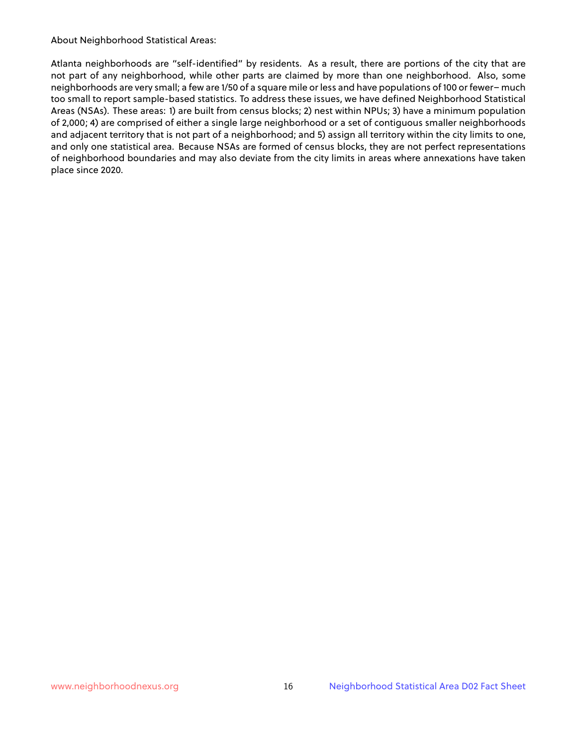About Neighborhood Statistical Areas:

Atlanta neighborhoods are "self-identified" by residents. As a result, there are portions of the city that are not part of any neighborhood, while other parts are claimed by more than one neighborhood. Also, some neighborhoods are very small; a few are 1/50 of a square mile or less and have populations of 100 or fewer– much too small to report sample-based statistics. To address these issues, we have defined Neighborhood Statistical Areas (NSAs). These areas: 1) are built from census blocks; 2) nest within NPUs; 3) have a minimum population of 2,000; 4) are comprised of either a single large neighborhood or a set of contiguous smaller neighborhoods and adjacent territory that is not part of a neighborhood; and 5) assign all territory within the city limits to one, and only one statistical area. Because NSAs are formed of census blocks, they are not perfect representations of neighborhood boundaries and may also deviate from the city limits in areas where annexations have taken place since 2020.